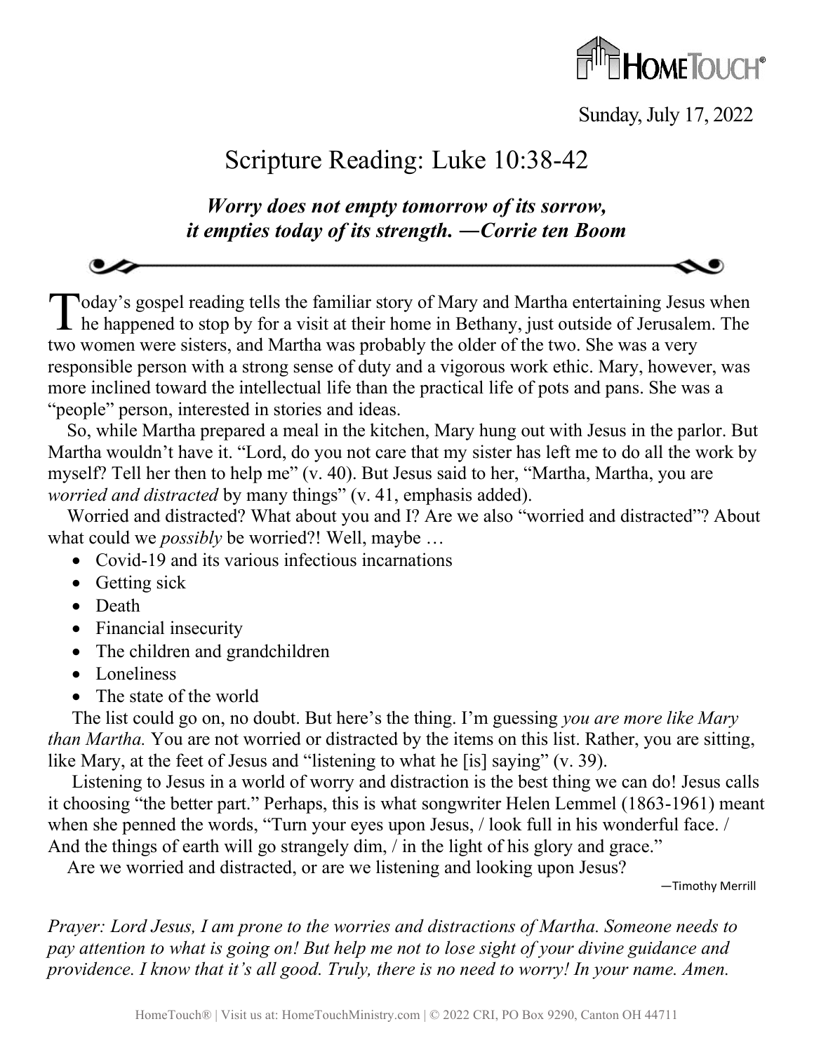Sunday, July 17, 2022

# Scripture Reading: Luke 10:38-42

***Worry does not empty tomorrow of its sorrow, it empties today of its strength. —Corrie ten Boom***

Today's gospel reading tells the familiar story of Mary and Martha entertaining Jesus when he happened to stop by for a visit at their home in Bethany, just outside of Jerusalem. The two women were sisters, and Martha was probably the older of the two. She was a very responsible person with a strong sense of duty and a vigorous work ethic. Mary, however, was more inclined toward the intellectual life than the practical life of pots and pans. She was a "people" person, interested in stories and ideas.

So, while Martha prepared a meal in the kitchen, Mary hung out with Jesus in the parlor. But Martha wouldn't have it. "Lord, do you not care that my sister has left me to do all the work by myself? Tell her then to help me" (v. 40). But Jesus said to her, "Martha, Martha, you are *worried and distracted* by many things" (v. 41, emphasis added).

Worried and distracted? What about you and I? Are we also "worried and distracted"? About what could we *possibly* be worried?! Well, maybe …

- Covid-19 and its various infectious incarnations
- Getting sick
- Death
- Financial insecurity
- The children and grandchildren
- Loneliness
- The state of the world

The list could go on, no doubt. But here's the thing. I'm guessing *you are more like Mary than Martha.* You are not worried or distracted by the items on this list. Rather, you are sitting, like Mary, at the feet of Jesus and "listening to what he [is] saying" (v. 39).

Listening to Jesus in a world of worry and distraction is the best thing we can do! Jesus calls it choosing "the better part." Perhaps, this is what songwriter Helen Lemmel (1863-1961) meant when she penned the words, "Turn your eyes upon Jesus, / look full in his wonderful face. / And the things of earth will go strangely dim, / in the light of his glory and grace."

Are we worried and distracted, or are we listening and looking upon Jesus?

—Timothy Merrill

*Prayer: Lord Jesus, I am prone to the worries and distractions of Martha. Someone needs to pay attention to what is going on! But help me not to lose sight of your divine guidance and providence. I know that it's all good. Truly, there is no need to worry! In your name. Amen.*

HomeTouch® | Visit us at: HomeTouchMinistry.com | © 2022 CRI, PO Box 9290, Canton OH 44711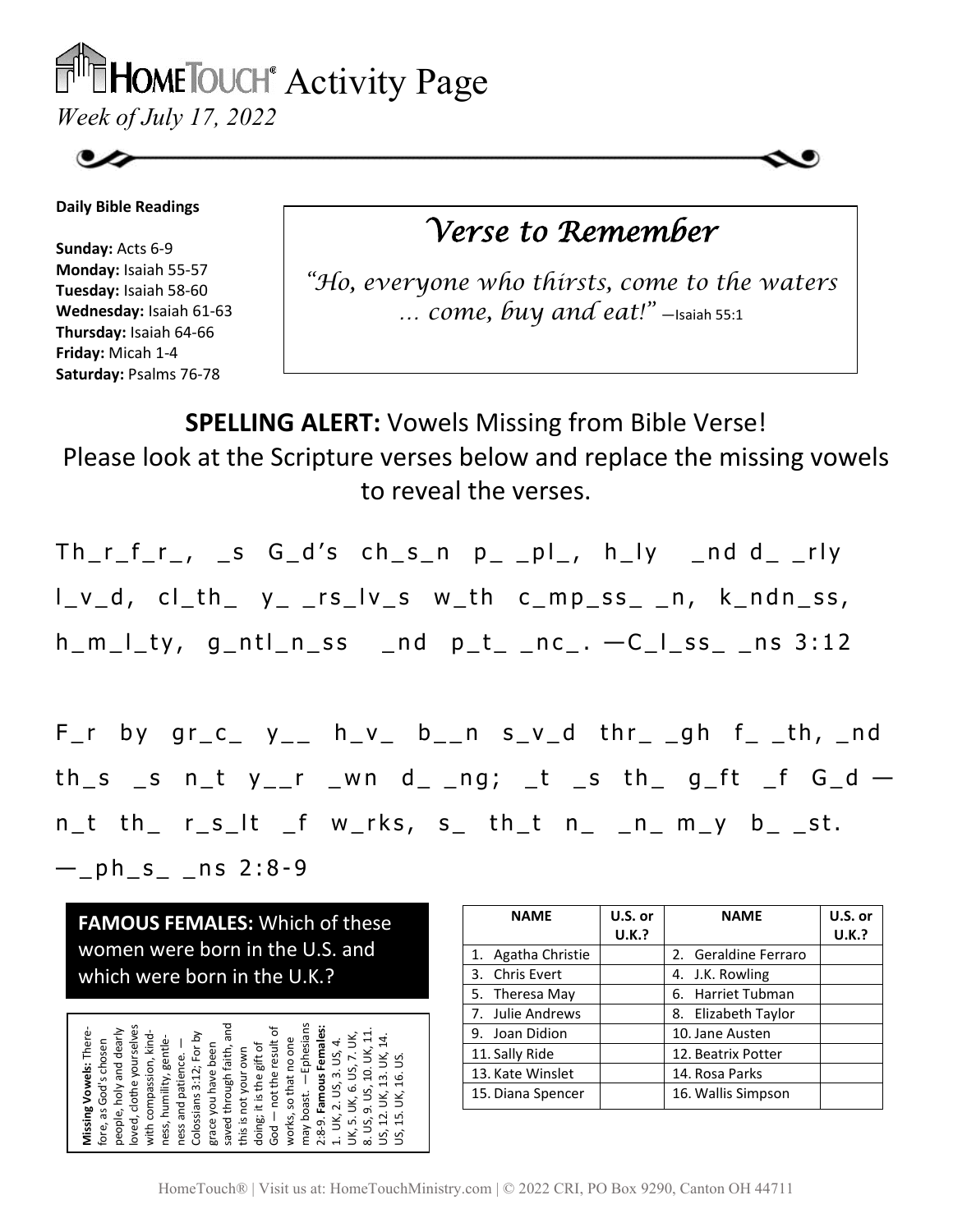# HomeTouch® Activity Page

*Week of July 17, 2022*

**Daily Bible Readings**

**Sunday:** Acts 6-9
**Monday:** Isaiah 55-57
**Tuesday:** Isaiah 58-60
**Wednesday:** Isaiah 61-63
**Thursday:** Isaiah 64-66
**Friday:** Micah 1-4
**Saturday:** Psalms 76-78

## *Verse to Remember*

*"Ho, everyone who thirsts, come to the waters … come, buy and eat!"* —Isaiah 55:1

## **SPELLING ALERT:** Vowels Missing from Bible Verse!

Please look at the Scripture verses below and replace the missing vowels to reveal the verses.

Th_r_f_r_, _s G_d's ch_s_n p_ _pl_, h_ly _nd d_ _rly l_v_d, cl_th_ y_ _rs_lv_s w_th c_mp_ss_ _n, k_ndn_ss, h_m_l_ty, g_ntl_n_ss _nd p_t_ _nc_. —C_l_ss_ _ns 3:12

F_r by gr_c_ y_ _ h_v_ b_ _n s_v_d thr_ _gh f_ _th, _nd th_s _s n_t y_ _r _wn d_ _ng; _t _s th_ g_ft _f G_d — n_t th_ r_s_lt _f w_rks, s_ th_t n_ _n_ m_y b_ _st. —_ph_s_ _ns 2:8-9

**FAMOUS FEMALES:** Which of these women were born in the U.S. and which were born in the U.K.?

| NAME | U.S. or U.K.? | NAME | U.S. or U.K.? |
|---|---|---|---|
| 1. Agatha Christie | | 2. Geraldine Ferraro | |
| 3. Chris Evert | | 4. J.K. Rowling | |
| 5. Theresa May | | 6. Harriet Tubman | |
| 7. Julie Andrews | | 8. Elizabeth Taylor | |
| 9. Joan Didion | | 10. Jane Austen | |
| 11. Sally Ride | | 12. Beatrix Potter | |
| 13. Kate Winslet | | 14. Rosa Parks | |
| 15. Diana Spencer | | 16. Wallis Simpson | |

**Missing Vowels:** Therefore, as God's chosen people, holy and dearly loved, clothe yourselves with compassion, kindness, humility, gentleness and patience. —Colossians 3:12; For by grace you have been saved through faith, and this is not your own doing; it is the gift of God — not the result of works, so that no one may boast. —Ephesians 2:8-9. **Famous Females:** 1. UK, 2. US, 3. US, 4. UK, 5. UK, 6. US, 7. UK, 8. US, 9. US, 10. UK, 11. US, 12. UK, 13. UK, 14. US, 15. UK, 16. US.